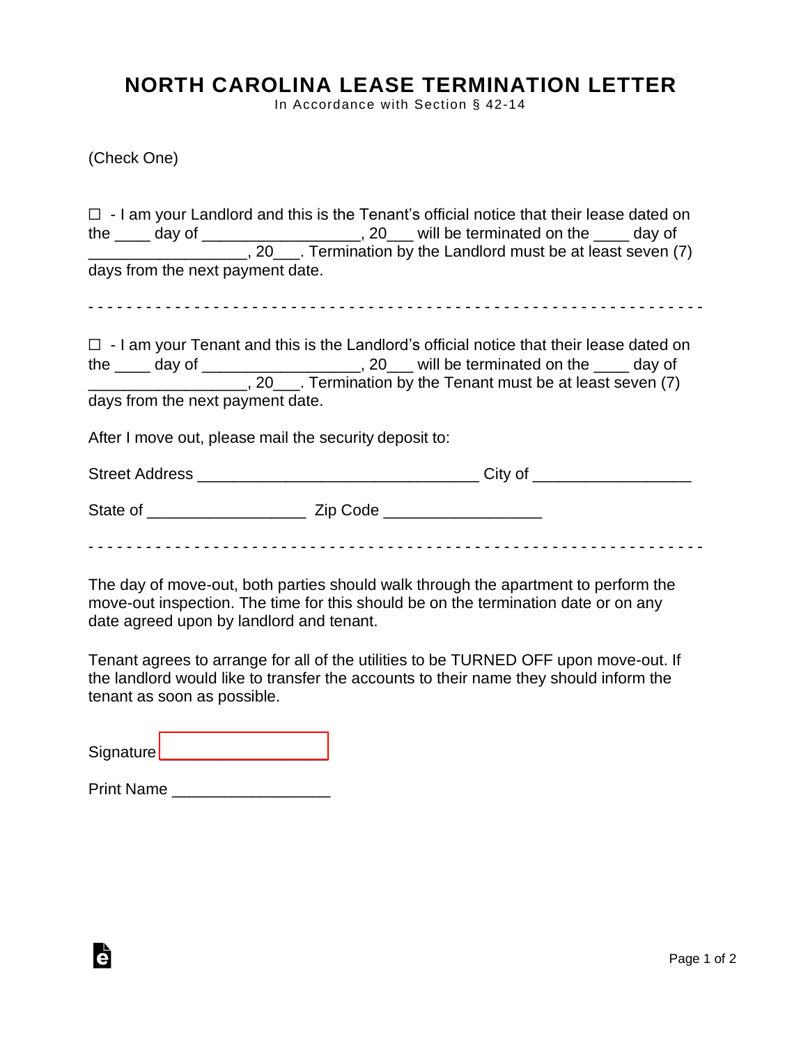# NORTH CAROLINA LEASE TERMINATION LETTER

In Accordance with Section § 42-14

(Check One)

☐ - I am your Landlord and this is the Tenant's official notice that their lease dated on the ____ day of _________________, 20___ will be terminated on the ____ day of _________________, 20___. Termination by the Landlord must be at least seven (7) days from the next payment date.

- - - - - - - - - - - - - - - - - - - - - - - - - - - - - - - - - - - - - - - - - - - - - - - - - - - - - - - - - - - - - - -

☐ - I am your Tenant and this is the Landlord's official notice that their lease dated on the ____ day of _________________, 20___ will be terminated on the ____ day of _________________, 20___. Termination by the Tenant must be at least seven (7) days from the next payment date.

After I move out, please mail the security deposit to:

Street Address _______________________________ City of _________________

State of _________________ Zip Code _________________

- - - - - - - - - - - - - - - - - - - - - - - - - - - - - - - - - - - - - - - - - - - - - - - - - - - - - - - - - - - - - - -

The day of move-out, both parties should walk through the apartment to perform the move-out inspection. The time for this should be on the termination date or on any date agreed upon by landlord and tenant.

Tenant agrees to arrange for all of the utilities to be TURNED OFF upon move-out. If the landlord would like to transfer the accounts to their name they should inform the tenant as soon as possible.

Signature _________________

Print Name _________________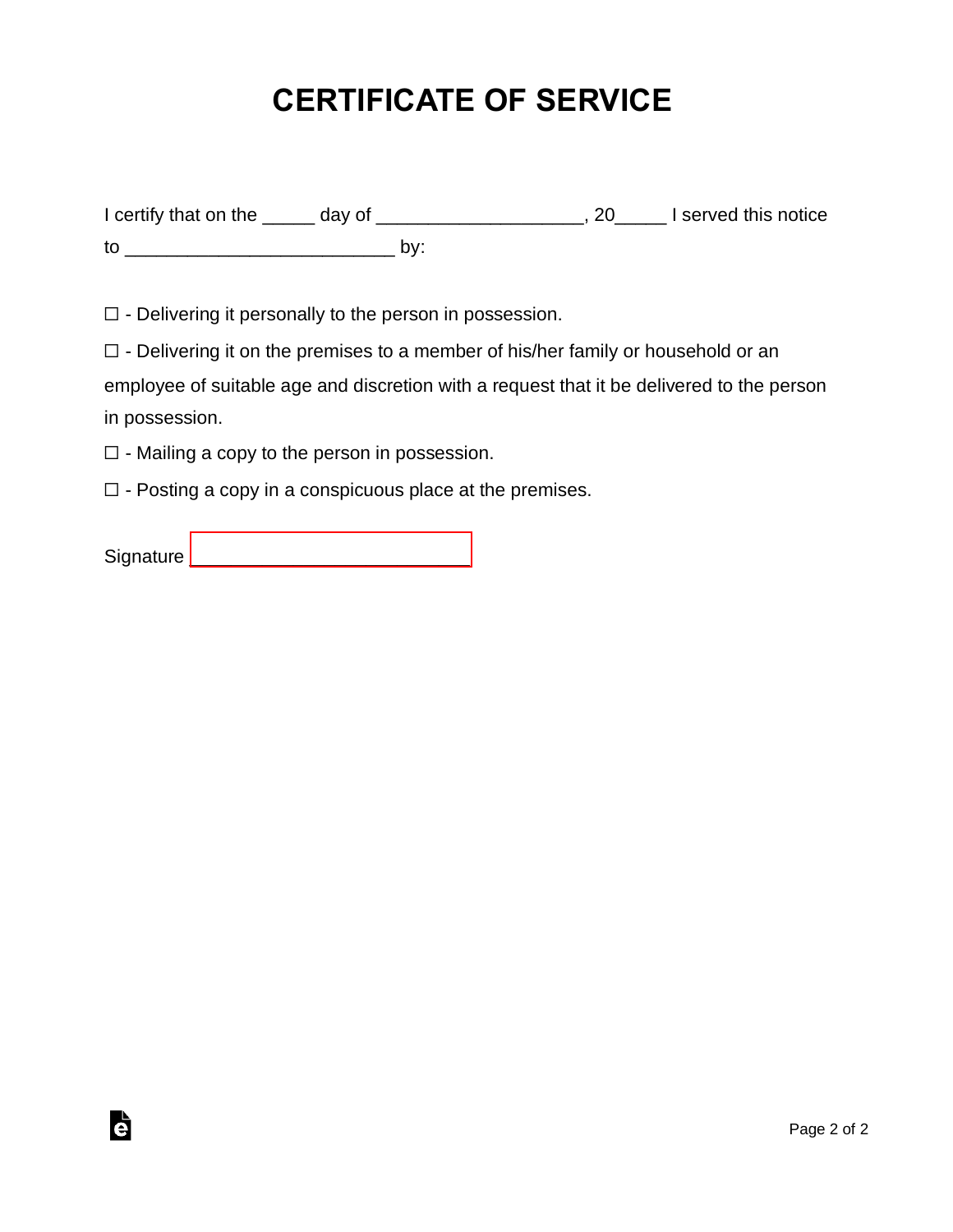# CERTIFICATE OF SERVICE

I certify that on the _____ day of ___________________, 20_____ I served this notice to _________________________ by:

☐ - Delivering it personally to the person in possession.

☐ - Delivering it on the premises to a member of his/her family or household or an employee of suitable age and discretion with a request that it be delivered to the person in possession.

☐ - Mailing a copy to the person in possession.

☐ - Posting a copy in a conspicuous place at the premises.

Signature __________________________